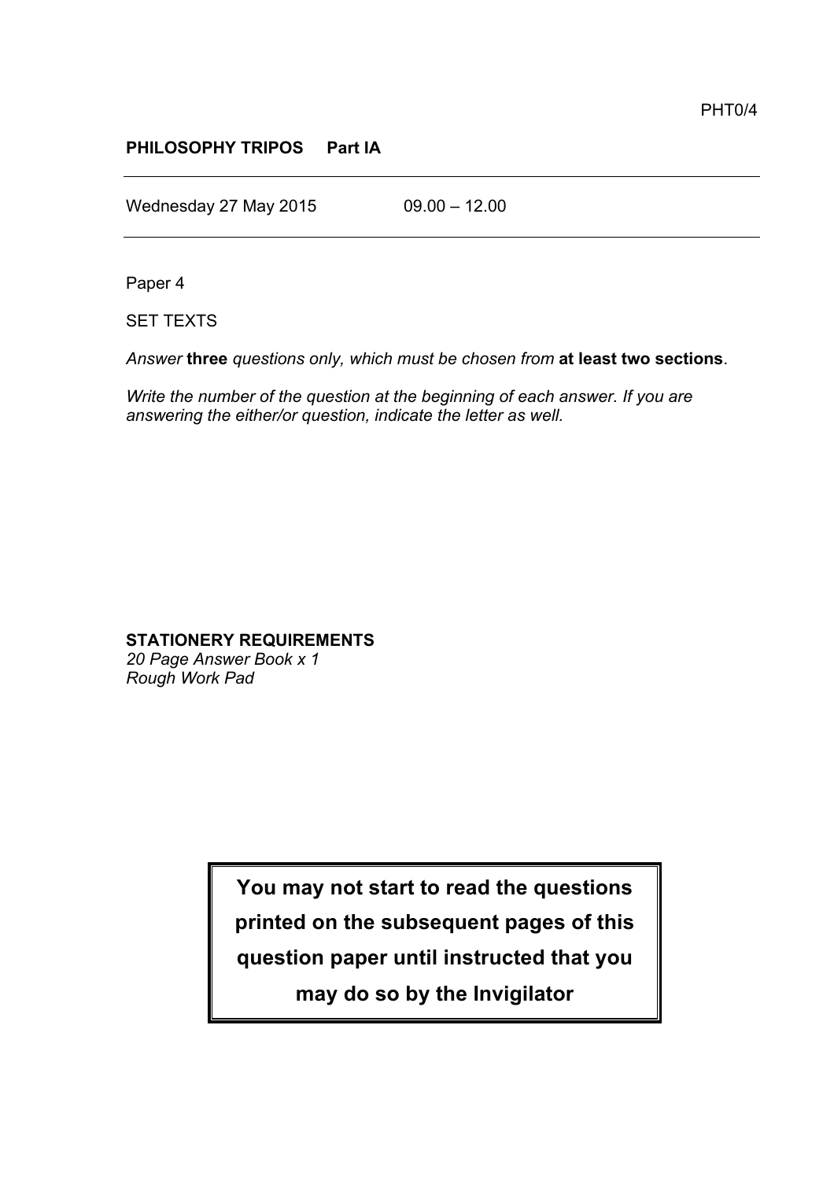PHT0/4

**PHILOSOPHY TRIPOS Part IA**

Wednesday 27 May 2015 09.00 – 12.00

Paper 4

SET TEXTS

*Answer* **three** *questions only, which must be chosen from* **at least two sections**.

*Write the number of the question at the beginning of each answer. If you are answering the either/or question, indicate the letter as well.*

**STATIONERY REQUIREMENTS**
*20 Page Answer Book x 1*
*Rough Work Pad*

**You may not start to read the questions printed on the subsequent pages of this question paper until instructed that you may do so by the Invigilator**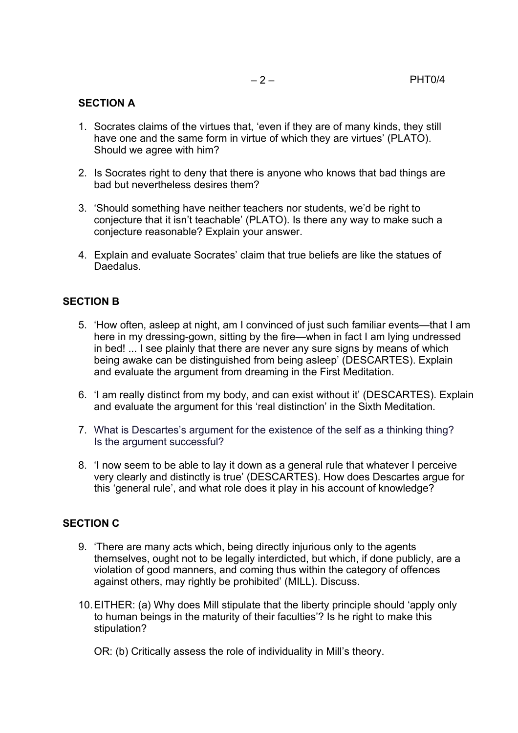## SECTION A

1. Socrates claims of the virtues that, 'even if they are of many kinds, they still have one and the same form in virtue of which they are virtues' (PLATO). Should we agree with him?

2. Is Socrates right to deny that there is anyone who knows that bad things are bad but nevertheless desires them?

3. 'Should something have neither teachers nor students, we'd be right to conjecture that it isn't teachable' (PLATO). Is there any way to make such a conjecture reasonable? Explain your answer.

4. Explain and evaluate Socrates' claim that true beliefs are like the statues of Daedalus.

## SECTION B

5. 'How often, asleep at night, am I convinced of just such familiar events—that I am here in my dressing-gown, sitting by the fire—when in fact I am lying undressed in bed! ... I see plainly that there are never any sure signs by means of which being awake can be distinguished from being asleep' (DESCARTES). Explain and evaluate the argument from dreaming in the First Meditation.

6. 'I am really distinct from my body, and can exist without it' (DESCARTES). Explain and evaluate the argument for this 'real distinction' in the Sixth Meditation.

7. What is Descartes's argument for the existence of the self as a thinking thing? Is the argument successful?

8. 'I now seem to be able to lay it down as a general rule that whatever I perceive very clearly and distinctly is true' (DESCARTES). How does Descartes argue for this 'general rule', and what role does it play in his account of knowledge?

## SECTION C

9. 'There are many acts which, being directly injurious only to the agents themselves, ought not to be legally interdicted, but which, if done publicly, are a violation of good manners, and coming thus within the category of offences against others, may rightly be prohibited' (MILL). Discuss.

10. EITHER: (a) Why does Mill stipulate that the liberty principle should 'apply only to human beings in the maturity of their faculties'? Is he right to make this stipulation?

    OR: (b) Critically assess the role of individuality in Mill's theory.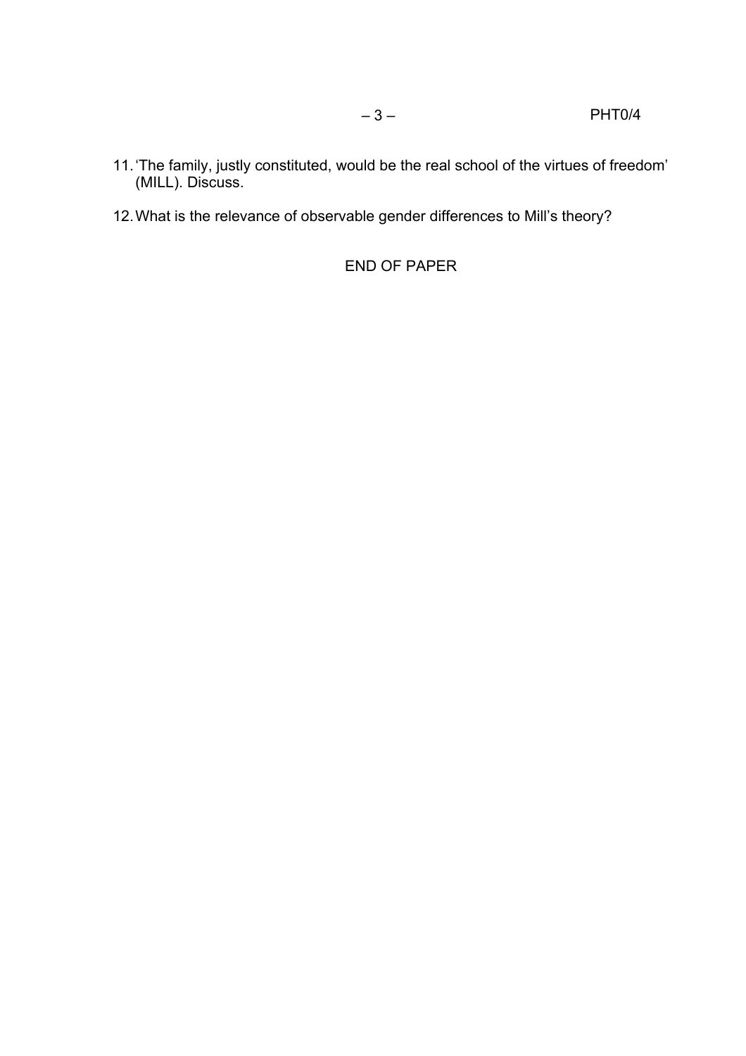11. ‘The family, justly constituted, would be the real school of the virtues of freedom’ (MILL). Discuss.

12. What is the relevance of observable gender differences to Mill’s theory?

END OF PAPER